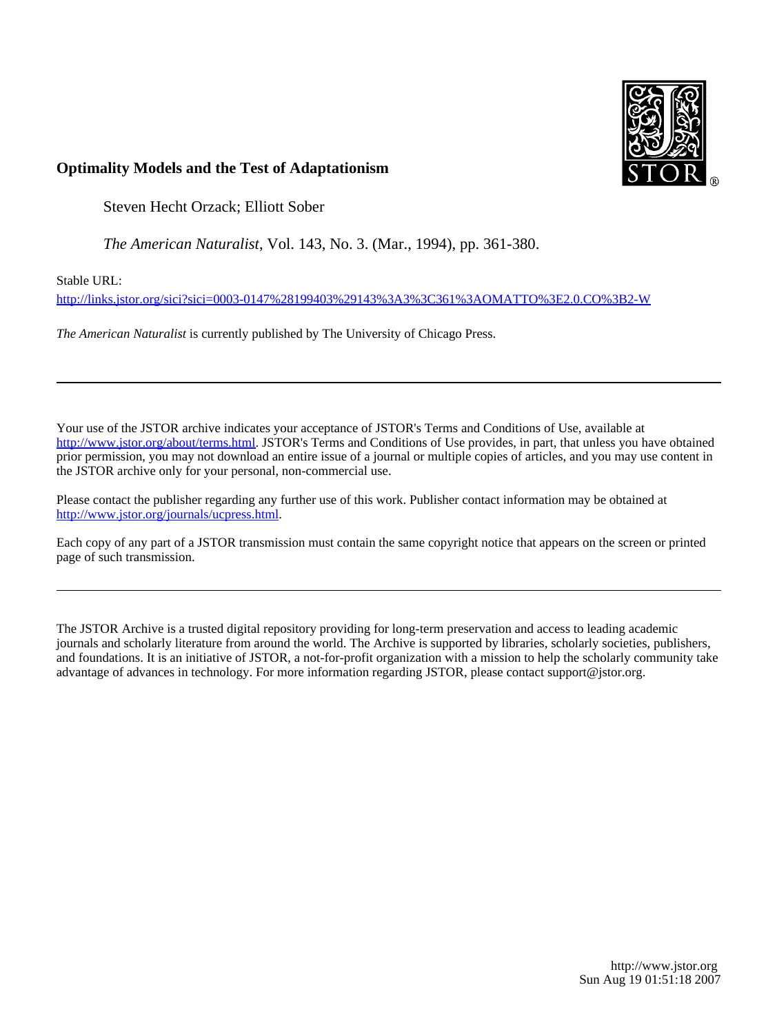**Optimality Models and the Test of Adaptationism**

Steven Hecht Orzack; Elliott Sober

*The American Naturalist*, Vol. 143, No. 3. (Mar., 1994), pp. 361-380.

Stable URL:

http://links.jstor.org/sici?sici=0003-0147%28199403%29143%3A3%3C361%3AOMATTO%3E2.0.CO%3B2-W

*The American Naturalist* is currently published by The University of Chicago Press.

---

Your use of the JSTOR archive indicates your acceptance of JSTOR's Terms and Conditions of Use, available at http://www.jstor.org/about/terms.html. JSTOR's Terms and Conditions of Use provides, in part, that unless you have obtained prior permission, you may not download an entire issue of a journal or multiple copies of articles, and you may use content in the JSTOR archive only for your personal, non-commercial use.

Please contact the publisher regarding any further use of this work. Publisher contact information may be obtained at http://www.jstor.org/journals/ucpress.html.

Each copy of any part of a JSTOR transmission must contain the same copyright notice that appears on the screen or printed page of such transmission.

---

The JSTOR Archive is a trusted digital repository providing for long-term preservation and access to leading academic journals and scholarly literature from around the world. The Archive is supported by libraries, scholarly societies, publishers, and foundations. It is an initiative of JSTOR, a not-for-profit organization with a mission to help the scholarly community take advantage of advances in technology. For more information regarding JSTOR, please contact support@jstor.org.

http://www.jstor.org
Sun Aug 19 01:51:18 2007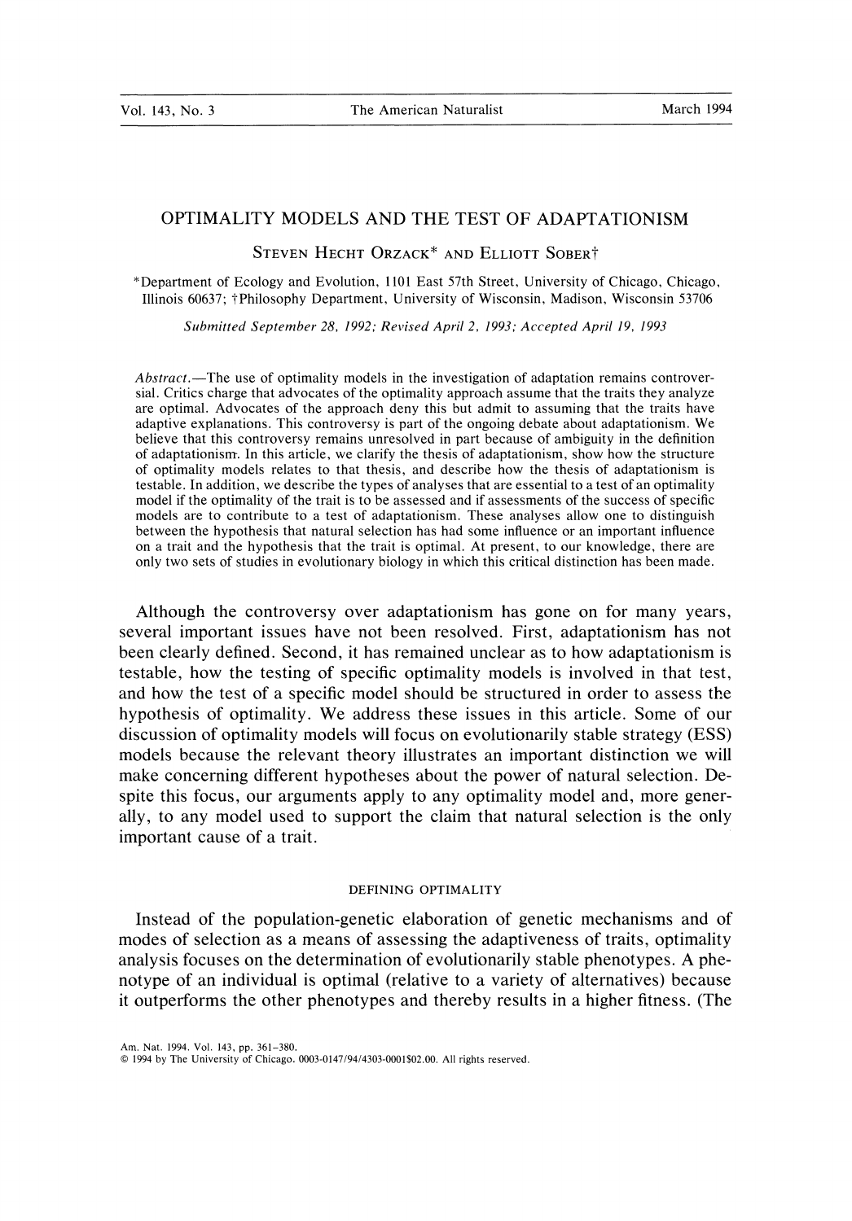# OPTIMALITY MODELS AND THE TEST OF ADAPTATIONISM

Steven Hecht Orzack* and Elliott Sober†

*Department of Ecology and Evolution, 1101 East 57th Street, University of Chicago, Chicago, Illinois 60637; †Philosophy Department, University of Wisconsin, Madison, Wisconsin 53706

*Submitted September 28, 1992; Revised April 2, 1993; Accepted April 19, 1993*

*Abstract.*—The use of optimality models in the investigation of adaptation remains controversial. Critics charge that advocates of the optimality approach assume that the traits they analyze are optimal. Advocates of the approach deny this but admit to assuming that the traits have adaptive explanations. This controversy is part of the ongoing debate about adaptationism. We believe that this controversy remains unresolved in part because of ambiguity in the definition of adaptationism. In this article, we clarify the thesis of adaptationism, show how the structure of optimality models relates to that thesis, and describe how the thesis of adaptationism is testable. In addition, we describe the types of analyses that are essential to a test of an optimality model if the optimality of the trait is to be assessed and if assessments of the success of specific models are to contribute to a test of adaptationism. These analyses allow one to distinguish between the hypothesis that natural selection has had some influence or an important influence on a trait and the hypothesis that the trait is optimal. At present, to our knowledge, there are only two sets of studies in evolutionary biology in which this critical distinction has been made.

Although the controversy over adaptationism has gone on for many years, several important issues have not been resolved. First, adaptationism has not been clearly defined. Second, it has remained unclear as to how adaptationism is testable, how the testing of specific optimality models is involved in that test, and how the test of a specific model should be structured in order to assess the hypothesis of optimality. We address these issues in this article. Some of our discussion of optimality models will focus on evolutionarily stable strategy (ESS) models because the relevant theory illustrates an important distinction we will make concerning different hypotheses about the power of natural selection. Despite this focus, our arguments apply to any optimality model and, more generally, to any model used to support the claim that natural selection is the only important cause of a trait.

## DEFINING OPTIMALITY

Instead of the population-genetic elaboration of genetic mechanisms and of modes of selection as a means of assessing the adaptiveness of traits, optimality analysis focuses on the determination of evolutionarily stable phenotypes. A phenotype of an individual is optimal (relative to a variety of alternatives) because it outperforms the other phenotypes and thereby results in a higher fitness. (The

Am. Nat. 1994. Vol. 143, pp. 361–380.
© 1994 by The University of Chicago. 0003-0147/94/4303-0001$02.00. All rights reserved.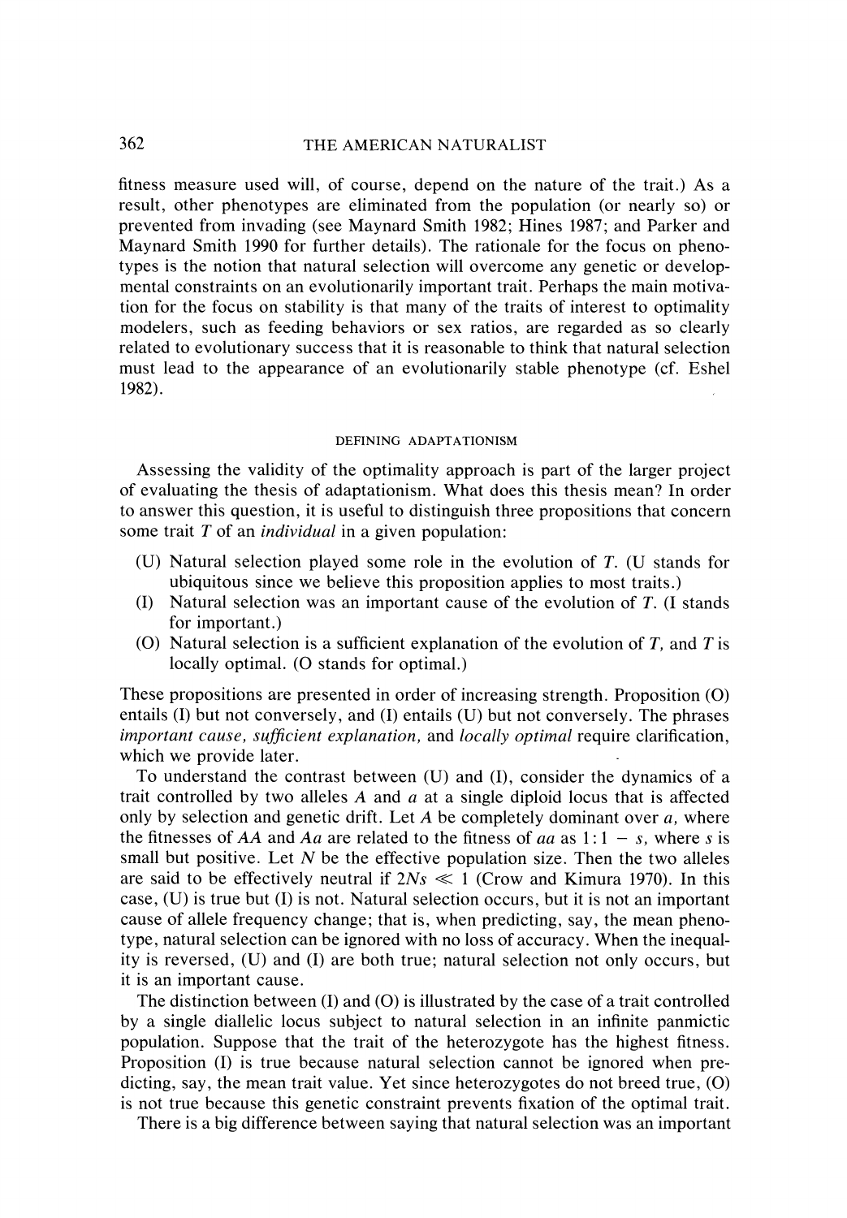fitness measure used will, of course, depend on the nature of the trait.) As a result, other phenotypes are eliminated from the population (or nearly so) or prevented from invading (see Maynard Smith 1982; Hines 1987; and Parker and Maynard Smith 1990 for further details). The rationale for the focus on phenotypes is the notion that natural selection will overcome any genetic or developmental constraints on an evolutionarily important trait. Perhaps the main motivation for the focus on stability is that many of the traits of interest to optimality modelers, such as feeding behaviors or sex ratios, are regarded as so clearly related to evolutionary success that it is reasonable to think that natural selection must lead to the appearance of an evolutionarily stable phenotype (cf. Eshel 1982).

## DEFINING ADAPTATIONISM

Assessing the validity of the optimality approach is part of the larger project of evaluating the thesis of adaptationism. What does this thesis mean? In order to answer this question, it is useful to distinguish three propositions that concern some trait $T$ of an *individual* in a given population:

- (U) Natural selection played some role in the evolution of $T$. (U stands for ubiquitous since we believe this proposition applies to most traits.)
- (I) Natural selection was an important cause of the evolution of $T$. (I stands for important.)
- (O) Natural selection is a sufficient explanation of the evolution of $T$, and $T$ is locally optimal. (O stands for optimal.)

These propositions are presented in order of increasing strength. Proposition (O) entails (I) but not conversely, and (I) entails (U) but not conversely. The phrases *important cause*, *sufficient explanation*, and *locally optimal* require clarification, which we provide later.

To understand the contrast between (U) and (I), consider the dynamics of a trait controlled by two alleles $A$ and $a$ at a single diploid locus that is affected only by selection and genetic drift. Let $A$ be completely dominant over $a$, where the fitnesses of $AA$ and $Aa$ are related to the fitness of $aa$ as $1:1 - s$, where $s$ is small but positive. Let $N$ be the effective population size. Then the two alleles are said to be effectively neutral if $2Ns \ll 1$ (Crow and Kimura 1970). In this case, (U) is true but (I) is not. Natural selection occurs, but it is not an important cause of allele frequency change; that is, when predicting, say, the mean phenotype, natural selection can be ignored with no loss of accuracy. When the inequality is reversed, (U) and (I) are both true; natural selection not only occurs, but it is an important cause.

The distinction between (I) and (O) is illustrated by the case of a trait controlled by a single diallelic locus subject to natural selection in an infinite panmictic population. Suppose that the trait of the heterozygote has the highest fitness. Proposition (I) is true because natural selection cannot be ignored when predicting, say, the mean trait value. Yet since heterozygotes do not breed true, (O) is not true because this genetic constraint prevents fixation of the optimal trait.

There is a big difference between saying that natural selection was an important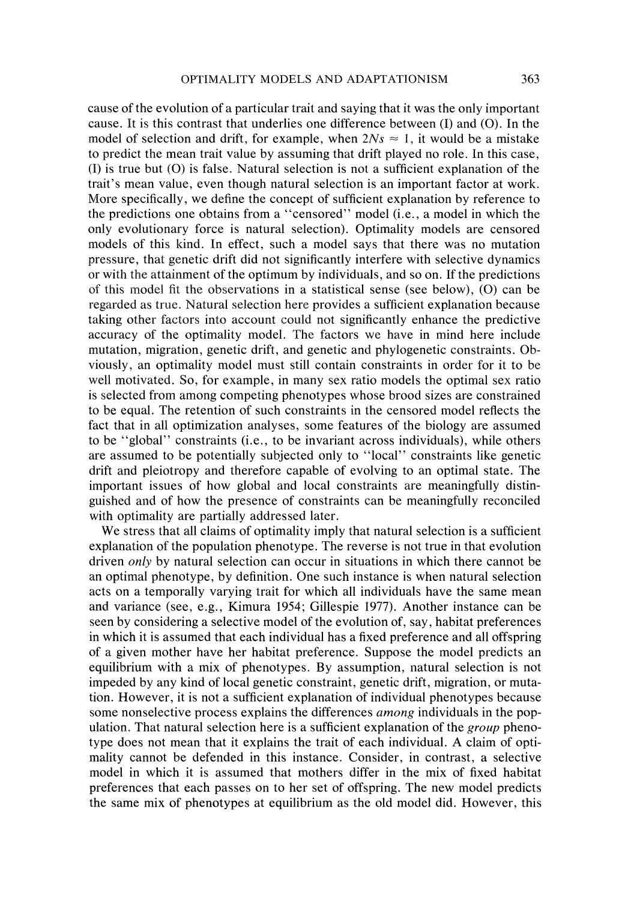cause of the evolution of a particular trait and saying that it was the only important cause. It is this contrast that underlies one difference between (I) and (O). In the model of selection and drift, for example, when $2Ns \approx 1$, it would be a mistake to predict the mean trait value by assuming that drift played no role. In this case, (I) is true but (O) is false. Natural selection is not a sufficient explanation of the trait's mean value, even though natural selection is an important factor at work. More specifically, we define the concept of sufficient explanation by reference to the predictions one obtains from a "censored" model (i.e., a model in which the only evolutionary force is natural selection). Optimality models are censored models of this kind. In effect, such a model says that there was no mutation pressure, that genetic drift did not significantly interfere with selective dynamics or with the attainment of the optimum by individuals, and so on. If the predictions of this model fit the observations in a statistical sense (see below), (O) can be regarded as true. Natural selection here provides a sufficient explanation because taking other factors into account could not significantly enhance the predictive accuracy of the optimality model. The factors we have in mind here include mutation, migration, genetic drift, and genetic and phylogenetic constraints. Obviously, an optimality model must still contain constraints in order for it to be well motivated. So, for example, in many sex ratio models the optimal sex ratio is selected from among competing phenotypes whose brood sizes are constrained to be equal. The retention of such constraints in the censored model reflects the fact that in all optimization analyses, some features of the biology are assumed to be "global" constraints (i.e., to be invariant across individuals), while others are assumed to be potentially subjected only to "local" constraints like genetic drift and pleiotropy and therefore capable of evolving to an optimal state. The important issues of how global and local constraints are meaningfully distinguished and of how the presence of constraints can be meaningfully reconciled with optimality are partially addressed later.

We stress that all claims of optimality imply that natural selection is a sufficient explanation of the population phenotype. The reverse is not true in that evolution driven *only* by natural selection can occur in situations in which there cannot be an optimal phenotype, by definition. One such instance is when natural selection acts on a temporally varying trait for which all individuals have the same mean and variance (see, e.g., Kimura 1954; Gillespie 1977). Another instance can be seen by considering a selective model of the evolution of, say, habitat preferences in which it is assumed that each individual has a fixed preference and all offspring of a given mother have her habitat preference. Suppose the model predicts an equilibrium with a mix of phenotypes. By assumption, natural selection is not impeded by any kind of local genetic constraint, genetic drift, migration, or mutation. However, it is not a sufficient explanation of individual phenotypes because some nonselective process explains the differences *among* individuals in the population. That natural selection here is a sufficient explanation of the *group* phenotype does not mean that it explains the trait of each individual. A claim of optimality cannot be defended in this instance. Consider, in contrast, a selective model in which it is assumed that mothers differ in the mix of fixed habitat preferences that each passes on to her set of offspring. The new model predicts the same mix of phenotypes at equilibrium as the old model did. However, this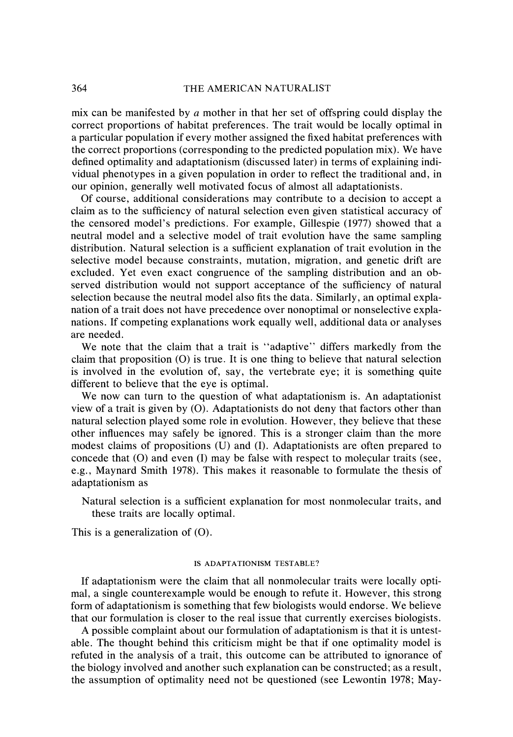mix can be manifested by *a* mother in that her set of offspring could display the correct proportions of habitat preferences. The trait would be locally optimal in a particular population if every mother assigned the fixed habitat preferences with the correct proportions (corresponding to the predicted population mix). We have defined optimality and adaptationism (discussed later) in terms of explaining individual phenotypes in a given population in order to reflect the traditional and, in our opinion, generally well motivated focus of almost all adaptationists.

Of course, additional considerations may contribute to a decision to accept a claim as to the sufficiency of natural selection even given statistical accuracy of the censored model's predictions. For example, Gillespie (1977) showed that a neutral model and a selective model of trait evolution have the same sampling distribution. Natural selection is a sufficient explanation of trait evolution in the selective model because constraints, mutation, migration, and genetic drift are excluded. Yet even exact congruence of the sampling distribution and an observed distribution would not support acceptance of the sufficiency of natural selection because the neutral model also fits the data. Similarly, an optimal explanation of a trait does not have precedence over nonoptimal or nonselective explanations. If competing explanations work equally well, additional data or analyses are needed.

We note that the claim that a trait is "adaptive" differs markedly from the claim that proposition (O) is true. It is one thing to believe that natural selection is involved in the evolution of, say, the vertebrate eye; it is something quite different to believe that the eye is optimal.

We now can turn to the question of what adaptationism is. An adaptationist view of a trait is given by (O). Adaptationists do not deny that factors other than natural selection played some role in evolution. However, they believe that these other influences may safely be ignored. This is a stronger claim than the more modest claims of propositions (U) and (I). Adaptationists are often prepared to concede that (O) and even (I) may be false with respect to molecular traits (see, e.g., Maynard Smith 1978). This makes it reasonable to formulate the thesis of adaptationism as

> Natural selection is a sufficient explanation for most nonmolecular traits, and these traits are locally optimal.

This is a generalization of (O).

## IS ADAPTATIONISM TESTABLE?

If adaptationism were the claim that all nonmolecular traits were locally optimal, a single counterexample would be enough to refute it. However, this strong form of adaptationism is something that few biologists would endorse. We believe that our formulation is closer to the real issue that currently exercises biologists.

A possible complaint about our formulation of adaptationism is that it is untestable. The thought behind this criticism might be that if one optimality model is refuted in the analysis of a trait, this outcome can be attributed to ignorance of the biology involved and another such explanation can be constructed; as a result, the assumption of optimality need not be questioned (see Lewontin 1978; May-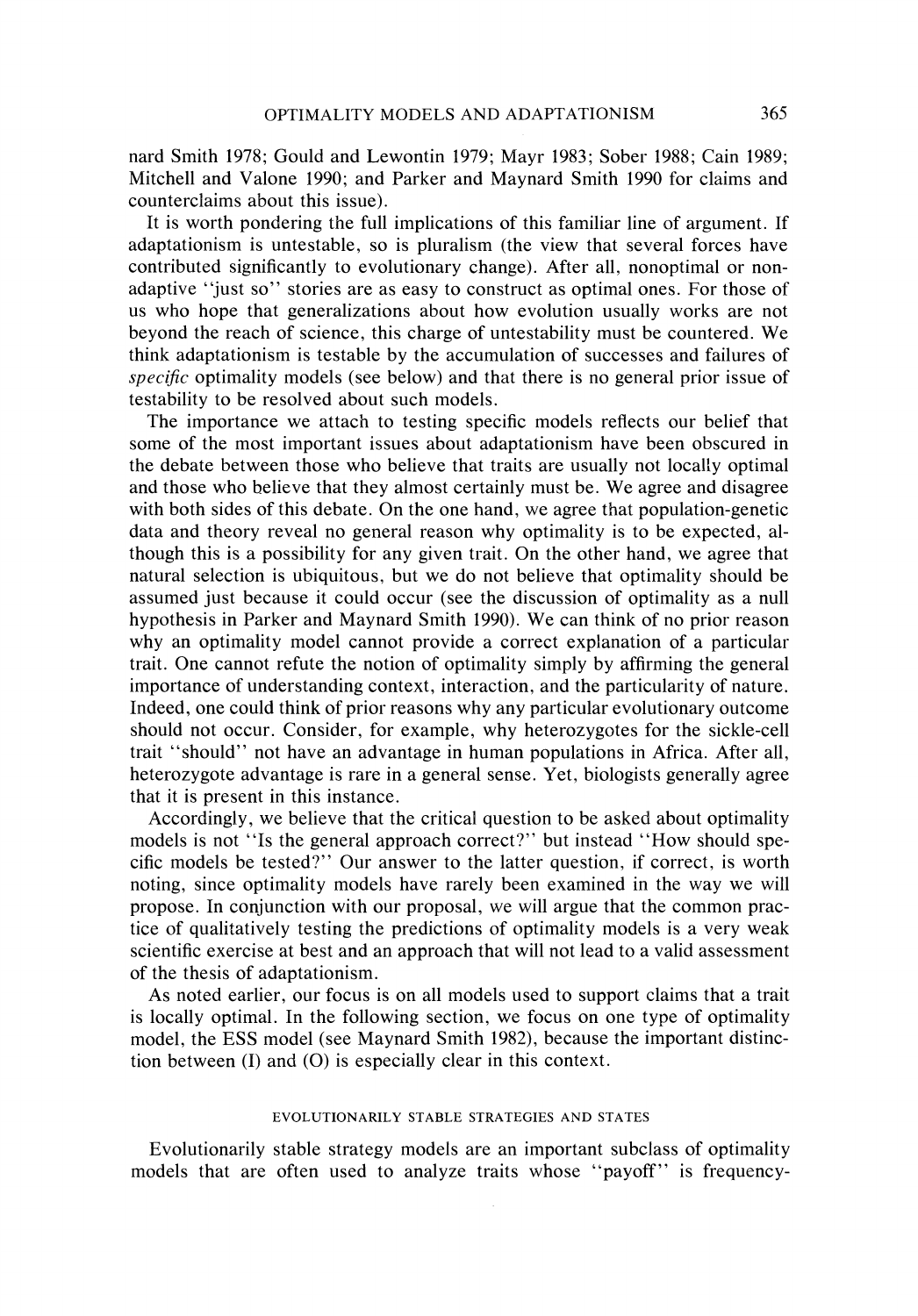nard Smith 1978; Gould and Lewontin 1979; Mayr 1983; Sober 1988; Cain 1989; Mitchell and Valone 1990; and Parker and Maynard Smith 1990 for claims and counterclaims about this issue).

It is worth pondering the full implications of this familiar line of argument. If adaptationism is untestable, so is pluralism (the view that several forces have contributed significantly to evolutionary change). After all, nonoptimal or nonadaptive "just so" stories are as easy to construct as optimal ones. For those of us who hope that generalizations about how evolution usually works are not beyond the reach of science, this charge of untestability must be countered. We think adaptationism is testable by the accumulation of successes and failures of *specific* optimality models (see below) and that there is no general prior issue of testability to be resolved about such models.

The importance we attach to testing specific models reflects our belief that some of the most important issues about adaptationism have been obscured in the debate between those who believe that traits are usually not locally optimal and those who believe that they almost certainly must be. We agree and disagree with both sides of this debate. On the one hand, we agree that population-genetic data and theory reveal no general reason why optimality is to be expected, although this is a possibility for any given trait. On the other hand, we agree that natural selection is ubiquitous, but we do not believe that optimality should be assumed just because it could occur (see the discussion of optimality as a null hypothesis in Parker and Maynard Smith 1990). We can think of no prior reason why an optimality model cannot provide a correct explanation of a particular trait. One cannot refute the notion of optimality simply by affirming the general importance of understanding context, interaction, and the particularity of nature. Indeed, one could think of prior reasons why any particular evolutionary outcome should not occur. Consider, for example, why heterozygotes for the sickle-cell trait "should" not have an advantage in human populations in Africa. After all, heterozygote advantage is rare in a general sense. Yet, biologists generally agree that it is present in this instance.

Accordingly, we believe that the critical question to be asked about optimality models is not "Is the general approach correct?" but instead "How should specific models be tested?" Our answer to the latter question, if correct, is worth noting, since optimality models have rarely been examined in the way we will propose. In conjunction with our proposal, we will argue that the common practice of qualitatively testing the predictions of optimality models is a very weak scientific exercise at best and an approach that will not lead to a valid assessment of the thesis of adaptationism.

As noted earlier, our focus is on all models used to support claims that a trait is locally optimal. In the following section, we focus on one type of optimality model, the ESS model (see Maynard Smith 1982), because the important distinction between (I) and (O) is especially clear in this context.

## EVOLUTIONARILY STABLE STRATEGIES AND STATES

Evolutionarily stable strategy models are an important subclass of optimality models that are often used to analyze traits whose "payoff" is frequency-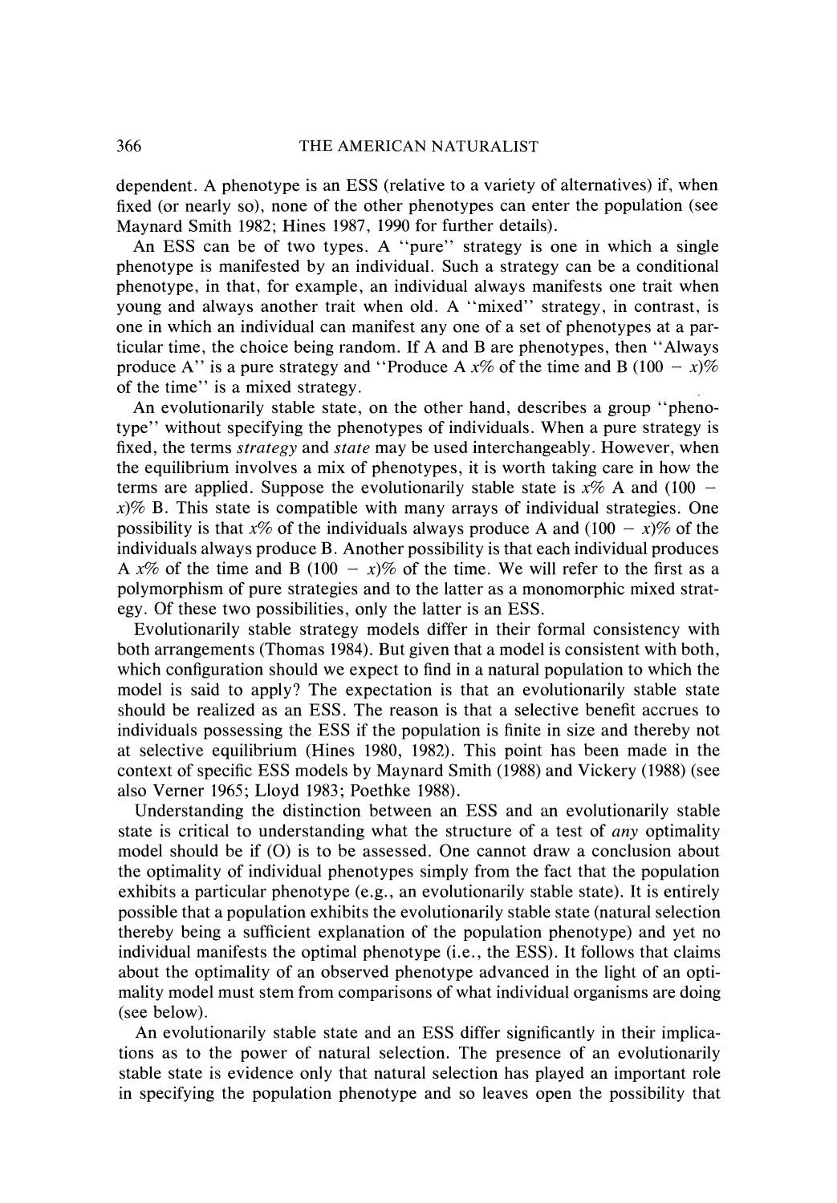dependent. A phenotype is an ESS (relative to a variety of alternatives) if, when fixed (or nearly so), none of the other phenotypes can enter the population (see Maynard Smith 1982; Hines 1987, 1990 for further details).

An ESS can be of two types. A "pure" strategy is one in which a single phenotype is manifested by an individual. Such a strategy can be a conditional phenotype, in that, for example, an individual always manifests one trait when young and always another trait when old. A "mixed" strategy, in contrast, is one in which an individual can manifest any one of a set of phenotypes at a particular time, the choice being random. If A and B are phenotypes, then "Always produce A" is a pure strategy and "Produce A $x$% of the time and B $(100 - x)$% of the time" is a mixed strategy.

An evolutionarily stable state, on the other hand, describes a group "phenotype" without specifying the phenotypes of individuals. When a pure strategy is fixed, the terms *strategy* and *state* may be used interchangeably. However, when the equilibrium involves a mix of phenotypes, it is worth taking care in how the terms are applied. Suppose the evolutionarily stable state is $x$% A and $(100 - x)$% B. This state is compatible with many arrays of individual strategies. One possibility is that $x$% of the individuals always produce A and $(100 - x)$% of the individuals always produce B. Another possibility is that each individual produces A $x$% of the time and B $(100 - x)$% of the time. We will refer to the first as a polymorphism of pure strategies and to the latter as a monomorphic mixed strategy. Of these two possibilities, only the latter is an ESS.

Evolutionarily stable strategy models differ in their formal consistency with both arrangements (Thomas 1984). But given that a model is consistent with both, which configuration should we expect to find in a natural population to which the model is said to apply? The expectation is that an evolutionarily stable state should be realized as an ESS. The reason is that a selective benefit accrues to individuals possessing the ESS if the population is finite in size and thereby not at selective equilibrium (Hines 1980, 1982). This point has been made in the context of specific ESS models by Maynard Smith (1988) and Vickery (1988) (see also Verner 1965; Lloyd 1983; Poethke 1988).

Understanding the distinction between an ESS and an evolutionarily stable state is critical to understanding what the structure of a test of *any* optimality model should be if (O) is to be assessed. One cannot draw a conclusion about the optimality of individual phenotypes simply from the fact that the population exhibits a particular phenotype (e.g., an evolutionarily stable state). It is entirely possible that a population exhibits the evolutionarily stable state (natural selection thereby being a sufficient explanation of the population phenotype) and yet no individual manifests the optimal phenotype (i.e., the ESS). It follows that claims about the optimality of an observed phenotype advanced in the light of an optimality model must stem from comparisons of what individual organisms are doing (see below).

An evolutionarily stable state and an ESS differ significantly in their implications as to the power of natural selection. The presence of an evolutionarily stable state is evidence only that natural selection has played an important role in specifying the population phenotype and so leaves open the possibility that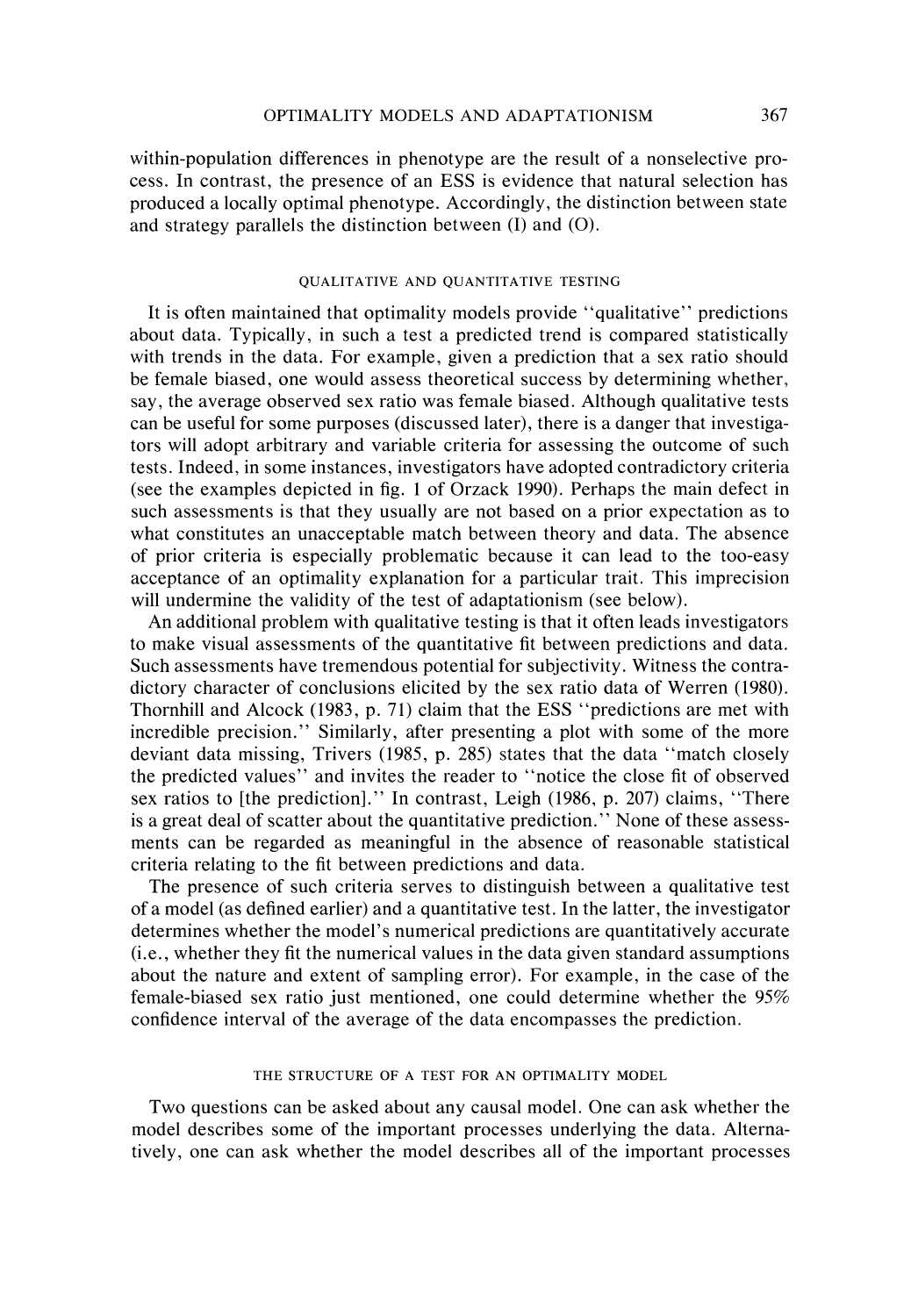within-population differences in phenotype are the result of a nonselective process. In contrast, the presence of an ESS is evidence that natural selection has produced a locally optimal phenotype. Accordingly, the distinction between state and strategy parallels the distinction between (I) and (O).

## QUALITATIVE AND QUANTITATIVE TESTING

It is often maintained that optimality models provide "qualitative" predictions about data. Typically, in such a test a predicted trend is compared statistically with trends in the data. For example, given a prediction that a sex ratio should be female biased, one would assess theoretical success by determining whether, say, the average observed sex ratio was female biased. Although qualitative tests can be useful for some purposes (discussed later), there is a danger that investigators will adopt arbitrary and variable criteria for assessing the outcome of such tests. Indeed, in some instances, investigators have adopted contradictory criteria (see the examples depicted in fig. 1 of Orzack 1990). Perhaps the main defect in such assessments is that they usually are not based on a prior expectation as to what constitutes an unacceptable match between theory and data. The absence of prior criteria is especially problematic because it can lead to the too-easy acceptance of an optimality explanation for a particular trait. This imprecision will undermine the validity of the test of adaptationism (see below).

An additional problem with qualitative testing is that it often leads investigators to make visual assessments of the quantitative fit between predictions and data. Such assessments have tremendous potential for subjectivity. Witness the contradictory character of conclusions elicited by the sex ratio data of Werren (1980). Thornhill and Alcock (1983, p. 71) claim that the ESS "predictions are met with incredible precision." Similarly, after presenting a plot with some of the more deviant data missing, Trivers (1985, p. 285) states that the data "match closely the predicted values" and invites the reader to "notice the close fit of observed sex ratios to [the prediction]." In contrast, Leigh (1986, p. 207) claims, "There is a great deal of scatter about the quantitative prediction." None of these assessments can be regarded as meaningful in the absence of reasonable statistical criteria relating to the fit between predictions and data.

The presence of such criteria serves to distinguish between a qualitative test of a model (as defined earlier) and a quantitative test. In the latter, the investigator determines whether the model's numerical predictions are quantitatively accurate (i.e., whether they fit the numerical values in the data given standard assumptions about the nature and extent of sampling error). For example, in the case of the female-biased sex ratio just mentioned, one could determine whether the 95% confidence interval of the average of the data encompasses the prediction.

## THE STRUCTURE OF A TEST FOR AN OPTIMALITY MODEL

Two questions can be asked about any causal model. One can ask whether the model describes some of the important processes underlying the data. Alternatively, one can ask whether the model describes all of the important processes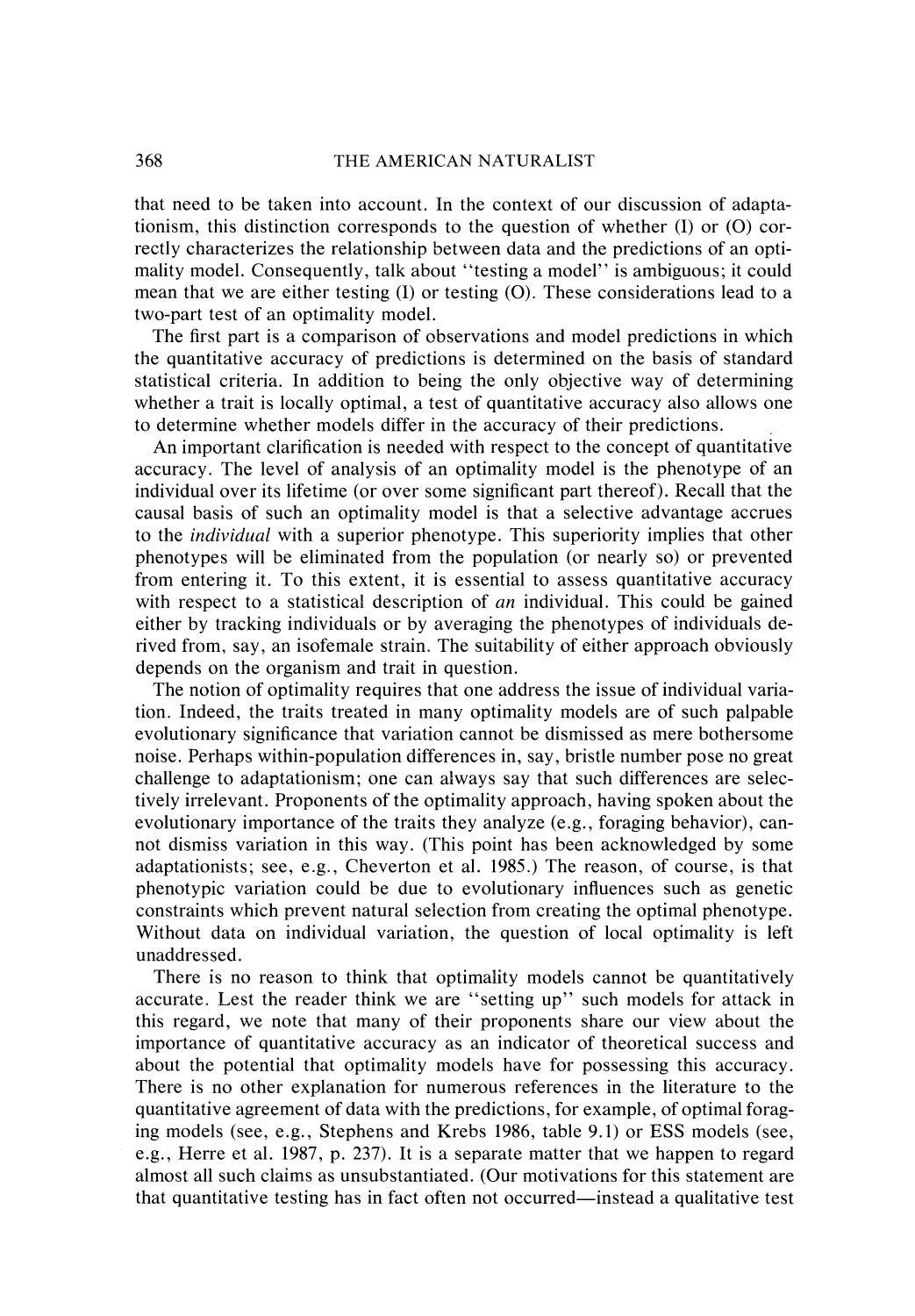that need to be taken into account. In the context of our discussion of adaptationism, this distinction corresponds to the question of whether (I) or (O) correctly characterizes the relationship between data and the predictions of an optimality model. Consequently, talk about "testing a model" is ambiguous; it could mean that we are either testing (I) or testing (O). These considerations lead to a two-part test of an optimality model.

The first part is a comparison of observations and model predictions in which the quantitative accuracy of predictions is determined on the basis of standard statistical criteria. In addition to being the only objective way of determining whether a trait is locally optimal, a test of quantitative accuracy also allows one to determine whether models differ in the accuracy of their predictions.

An important clarification is needed with respect to the concept of quantitative accuracy. The level of analysis of an optimality model is the phenotype of an individual over its lifetime (or over some significant part thereof). Recall that the causal basis of such an optimality model is that a selective advantage accrues to the *individual* with a superior phenotype. This superiority implies that other phenotypes will be eliminated from the population (or nearly so) or prevented from entering it. To this extent, it is essential to assess quantitative accuracy with respect to a statistical description of *an* individual. This could be gained either by tracking individuals or by averaging the phenotypes of individuals derived from, say, an isofemale strain. The suitability of either approach obviously depends on the organism and trait in question.

The notion of optimality requires that one address the issue of individual variation. Indeed, the traits treated in many optimality models are of such palpable evolutionary significance that variation cannot be dismissed as mere bothersome noise. Perhaps within-population differences in, say, bristle number pose no great challenge to adaptationism; one can always say that such differences are selectively irrelevant. Proponents of the optimality approach, having spoken about the evolutionary importance of the traits they analyze (e.g., foraging behavior), cannot dismiss variation in this way. (This point has been acknowledged by some adaptationists; see, e.g., Cheverton et al. 1985.) The reason, of course, is that phenotypic variation could be due to evolutionary influences such as genetic constraints which prevent natural selection from creating the optimal phenotype. Without data on individual variation, the question of local optimality is left unaddressed.

There is no reason to think that optimality models cannot be quantitatively accurate. Lest the reader think we are "setting up" such models for attack in this regard, we note that many of their proponents share our view about the importance of quantitative accuracy as an indicator of theoretical success and about the potential that optimality models have for possessing this accuracy. There is no other explanation for numerous references in the literature to the quantitative agreement of data with the predictions, for example, of optimal foraging models (see, e.g., Stephens and Krebs 1986, table 9.1) or ESS models (see, e.g., Herre et al. 1987, p. 237). It is a separate matter that we happen to regard almost all such claims as unsubstantiated. (Our motivations for this statement are that quantitative testing has in fact often not occurred—instead a qualitative test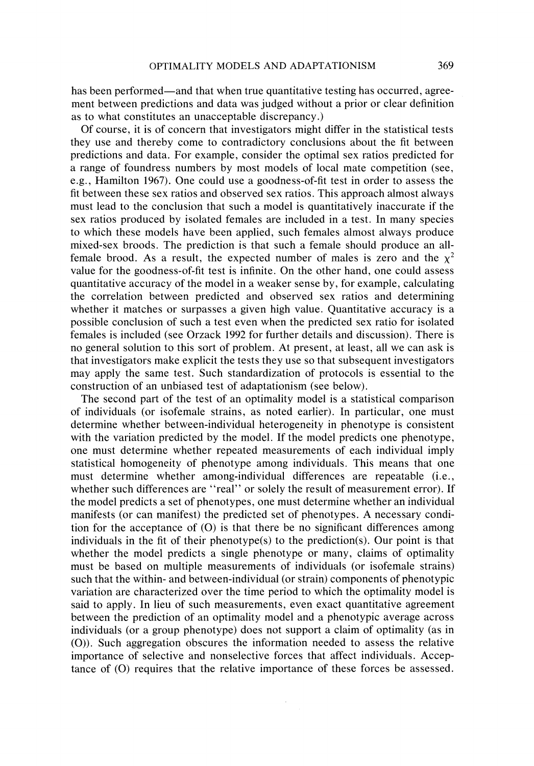has been performed—and that when true quantitative testing has occurred, agreement between predictions and data was judged without a prior or clear definition as to what constitutes an unacceptable discrepancy.)

Of course, it is of concern that investigators might differ in the statistical tests they use and thereby come to contradictory conclusions about the fit between predictions and data. For example, consider the optimal sex ratios predicted for a range of foundress numbers by most models of local mate competition (see, e.g., Hamilton 1967). One could use a goodness-of-fit test in order to assess the fit between these sex ratios and observed sex ratios. This approach almost always must lead to the conclusion that such a model is quantitatively inaccurate if the sex ratios produced by isolated females are included in a test. In many species to which these models have been applied, such females almost always produce mixed-sex broods. The prediction is that such a female should produce an all-female brood. As a result, the expected number of males is zero and the $\chi^2$ value for the goodness-of-fit test is infinite. On the other hand, one could assess quantitative accuracy of the model in a weaker sense by, for example, calculating the correlation between predicted and observed sex ratios and determining whether it matches or surpasses a given high value. Quantitative accuracy is a possible conclusion of such a test even when the predicted sex ratio for isolated females is included (see Orzack 1992 for further details and discussion). There is no general solution to this sort of problem. At present, at least, all we can ask is that investigators make explicit the tests they use so that subsequent investigators may apply the same test. Such standardization of protocols is essential to the construction of an unbiased test of adaptationism (see below).

The second part of the test of an optimality model is a statistical comparison of individuals (or isofemale strains, as noted earlier). In particular, one must determine whether between-individual heterogeneity in phenotype is consistent with the variation predicted by the model. If the model predicts one phenotype, one must determine whether repeated measurements of each individual imply statistical homogeneity of phenotype among individuals. This means that one must determine whether among-individual differences are repeatable (i.e., whether such differences are "real" or solely the result of measurement error). If the model predicts a set of phenotypes, one must determine whether an individual manifests (or can manifest) the predicted set of phenotypes. A necessary condition for the acceptance of (O) is that there be no significant differences among individuals in the fit of their phenotype(s) to the prediction(s). Our point is that whether the model predicts a single phenotype or many, claims of optimality must be based on multiple measurements of individuals (or isofemale strains) such that the within- and between-individual (or strain) components of phenotypic variation are characterized over the time period to which the optimality model is said to apply. In lieu of such measurements, even exact quantitative agreement between the prediction of an optimality model and a phenotypic average across individuals (or a group phenotype) does not support a claim of optimality (as in (O)). Such aggregation obscures the information needed to assess the relative importance of selective and nonselective forces that affect individuals. Acceptance of (O) requires that the relative importance of these forces be assessed.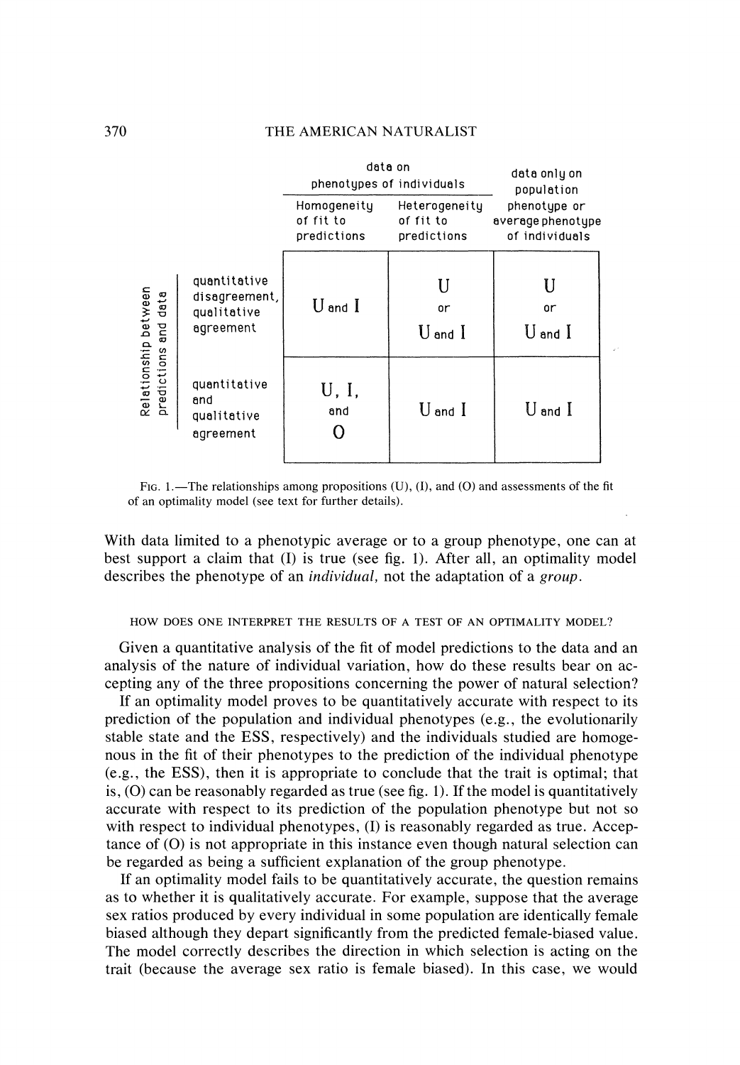|  | | data on phenotypes of individuals | | data only on population phenotype or average phenotype of individuals |
|---|---|---|---|---|
|  | | Homogeneity of fit to predictions | Heterogeneity of fit to predictions | |
| Relationship between predictions and data | quantitative disagreement, qualitative agreement | U and I | U or U and I | U or U and I |
| | quantitative and qualitative agreement | U, I, and O | U and I | U and I |

FIG. 1.—The relationships among propositions (U), (I), and (O) and assessments of the fit of an optimality model (see text for further details).

With data limited to a phenotypic average or to a group phenotype, one can at best support a claim that (I) is true (see fig. 1). After all, an optimality model describes the phenotype of an *individual*, not the adaptation of a *group*.

## HOW DOES ONE INTERPRET THE RESULTS OF A TEST OF AN OPTIMALITY MODEL?

Given a quantitative analysis of the fit of model predictions to the data and an analysis of the nature of individual variation, how do these results bear on accepting any of the three propositions concerning the power of natural selection?

If an optimality model proves to be quantitatively accurate with respect to its prediction of the population and individual phenotypes (e.g., the evolutionarily stable state and the ESS, respectively) and the individuals studied are homogenous in the fit of their phenotypes to the prediction of the individual phenotype (e.g., the ESS), then it is appropriate to conclude that the trait is optimal; that is, (O) can be reasonably regarded as true (see fig. 1). If the model is quantitatively accurate with respect to its prediction of the population phenotype but not so with respect to individual phenotypes, (I) is reasonably regarded as true. Acceptance of (O) is not appropriate in this instance even though natural selection can be regarded as being a sufficient explanation of the group phenotype.

If an optimality model fails to be quantitatively accurate, the question remains as to whether it is qualitatively accurate. For example, suppose that the average sex ratios produced by every individual in some population are identically female biased although they depart significantly from the predicted female-biased value. The model correctly describes the direction in which selection is acting on the trait (because the average sex ratio is female biased). In this case, we would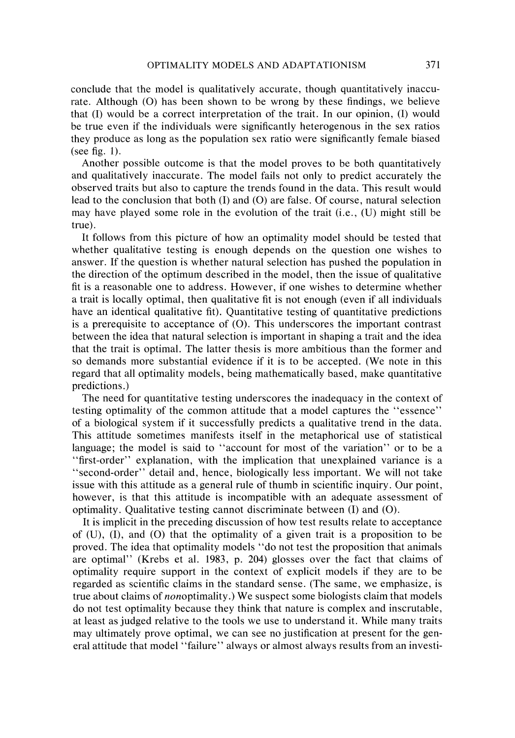conclude that the model is qualitatively accurate, though quantitatively inaccurate. Although (O) has been shown to be wrong by these findings, we believe that (I) would be a correct interpretation of the trait. In our opinion, (I) would be true even if the individuals were significantly heterogenous in the sex ratios they produce as long as the population sex ratio were significantly female biased (see fig. 1).

Another possible outcome is that the model proves to be both quantitatively and qualitatively inaccurate. The model fails not only to predict accurately the observed traits but also to capture the trends found in the data. This result would lead to the conclusion that both (I) and (O) are false. Of course, natural selection may have played some role in the evolution of the trait (i.e., (U) might still be true).

It follows from this picture of how an optimality model should be tested that whether qualitative testing is enough depends on the question one wishes to answer. If the question is whether natural selection has pushed the population in the direction of the optimum described in the model, then the issue of qualitative fit is a reasonable one to address. However, if one wishes to determine whether a trait is locally optimal, then qualitative fit is not enough (even if all individuals have an identical qualitative fit). Quantitative testing of quantitative predictions is a prerequisite to acceptance of (O). This underscores the important contrast between the idea that natural selection is important in shaping a trait and the idea that the trait is optimal. The latter thesis is more ambitious than the former and so demands more substantial evidence if it is to be accepted. (We note in this regard that all optimality models, being mathematically based, make quantitative predictions.)

The need for quantitative testing underscores the inadequacy in the context of testing optimality of the common attitude that a model captures the "essence" of a biological system if it successfully predicts a qualitative trend in the data. This attitude sometimes manifests itself in the metaphorical use of statistical language; the model is said to "account for most of the variation" or to be a "first-order" explanation, with the implication that unexplained variance is a "second-order" detail and, hence, biologically less important. We will not take issue with this attitude as a general rule of thumb in scientific inquiry. Our point, however, is that this attitude is incompatible with an adequate assessment of optimality. Qualitative testing cannot discriminate between (I) and (O).

It is implicit in the preceding discussion of how test results relate to acceptance of (U), (I), and (O) that the optimality of a given trait is a proposition to be proved. The idea that optimality models "do not test the proposition that animals are optimal" (Krebs et al. 1983, p. 204) glosses over the fact that claims of optimality require support in the context of explicit models if they are to be regarded as scientific claims in the standard sense. (The same, we emphasize, is true about claims of *non*optimality.) We suspect some biologists claim that models do not test optimality because they think that nature is complex and inscrutable, at least as judged relative to the tools we use to understand it. While many traits may ultimately prove optimal, we can see no justification at present for the general attitude that model "failure" always or almost always results from an investi-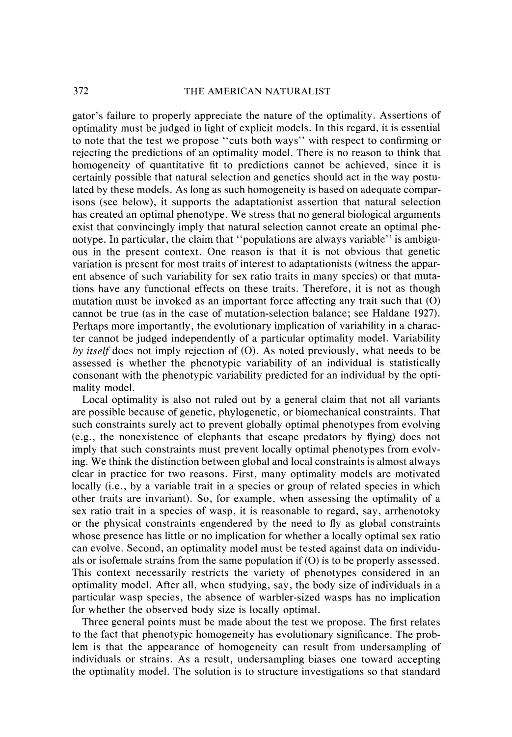gator's failure to properly appreciate the nature of the optimality. Assertions of optimality must be judged in light of explicit models. In this regard, it is essential to note that the test we propose "cuts both ways" with respect to confirming or rejecting the predictions of an optimality model. There is no reason to think that homogeneity of quantitative fit to predictions cannot be achieved, since it is certainly possible that natural selection and genetics should act in the way postulated by these models. As long as such homogeneity is based on adequate comparisons (see below), it supports the adaptationist assertion that natural selection has created an optimal phenotype. We stress that no general biological arguments exist that convincingly imply that natural selection cannot create an optimal phenotype. In particular, the claim that "populations are always variable" is ambiguous in the present context. One reason is that it is not obvious that genetic variation is present for most traits of interest to adaptationists (witness the apparent absence of such variability for sex ratio traits in many species) or that mutations have any functional effects on these traits. Therefore, it is not as though mutation must be invoked as an important force affecting any trait such that (O) cannot be true (as in the case of mutation-selection balance; see Haldane 1927). Perhaps more importantly, the evolutionary implication of variability in a character cannot be judged independently of a particular optimality model. Variability *by itself* does not imply rejection of (O). As noted previously, what needs to be assessed is whether the phenotypic variability of an individual is statistically consonant with the phenotypic variability predicted for an individual by the optimality model.

Local optimality is also not ruled out by a general claim that not all variants are possible because of genetic, phylogenetic, or biomechanical constraints. That such constraints surely act to prevent globally optimal phenotypes from evolving (e.g., the nonexistence of elephants that escape predators by flying) does not imply that such constraints must prevent locally optimal phenotypes from evolving. We think the distinction between global and local constraints is almost always clear in practice for two reasons. First, many optimality models are motivated locally (i.e., by a variable trait in a species or group of related species in which other traits are invariant). So, for example, when assessing the optimality of a sex ratio trait in a species of wasp, it is reasonable to regard, say, arrhenotoky or the physical constraints engendered by the need to fly as global constraints whose presence has little or no implication for whether a locally optimal sex ratio can evolve. Second, an optimality model must be tested against data on individuals or isofemale strains from the same population if (O) is to be properly assessed. This context necessarily restricts the variety of phenotypes considered in an optimality model. After all, when studying, say, the body size of individuals in a particular wasp species, the absence of warbler-sized wasps has no implication for whether the observed body size is locally optimal.

Three general points must be made about the test we propose. The first relates to the fact that phenotypic homogeneity has evolutionary significance. The problem is that the appearance of homogeneity can result from undersampling of individuals or strains. As a result, undersampling biases one toward accepting the optimality model. The solution is to structure investigations so that standard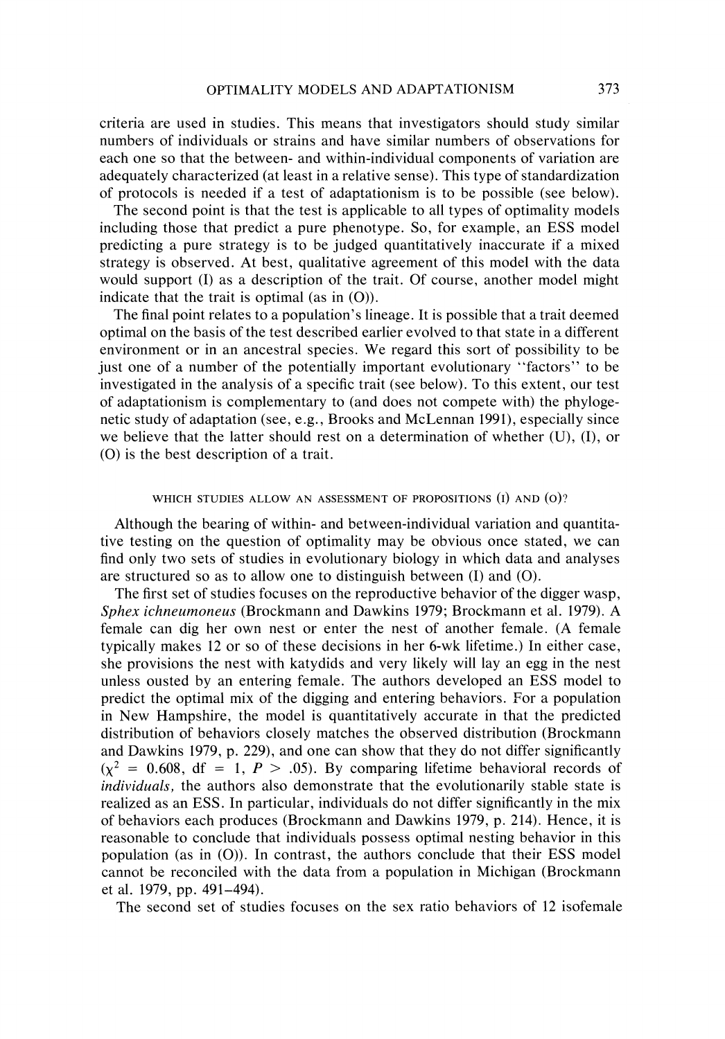criteria are used in studies. This means that investigators should study similar numbers of individuals or strains and have similar numbers of observations for each one so that the between- and within-individual components of variation are adequately characterized (at least in a relative sense). This type of standardization of protocols is needed if a test of adaptationism is to be possible (see below).

The second point is that the test is applicable to all types of optimality models including those that predict a pure phenotype. So, for example, an ESS model predicting a pure strategy is to be judged quantitatively inaccurate if a mixed strategy is observed. At best, qualitative agreement of this model with the data would support (I) as a description of the trait. Of course, another model might indicate that the trait is optimal (as in (O)).

The final point relates to a population's lineage. It is possible that a trait deemed optimal on the basis of the test described earlier evolved to that state in a different environment or in an ancestral species. We regard this sort of possibility to be just one of a number of the potentially important evolutionary "factors" to be investigated in the analysis of a specific trait (see below). To this extent, our test of adaptationism is complementary to (and does not compete with) the phylogenetic study of adaptation (see, e.g., Brooks and McLennan 1991), especially since we believe that the latter should rest on a determination of whether (U), (I), or (O) is the best description of a trait.

### WHICH STUDIES ALLOW AN ASSESSMENT OF PROPOSITIONS (I) AND (O)?

Although the bearing of within- and between-individual variation and quantitative testing on the question of optimality may be obvious once stated, we can find only two sets of studies in evolutionary biology in which data and analyses are structured so as to allow one to distinguish between (I) and (O).

The first set of studies focuses on the reproductive behavior of the digger wasp, *Sphex ichneumoneus* (Brockmann and Dawkins 1979; Brockmann et al. 1979). A female can dig her own nest or enter the nest of another female. (A female typically makes 12 or so of these decisions in her 6-wk lifetime.) In either case, she provisions the nest with katydids and very likely will lay an egg in the nest unless ousted by an entering female. The authors developed an ESS model to predict the optimal mix of the digging and entering behaviors. For a population in New Hampshire, the model is quantitatively accurate in that the predicted distribution of behaviors closely matches the observed distribution (Brockmann and Dawkins 1979, p. 229), and one can show that they do not differ significantly ($\chi^2$ = 0.608, df = 1, $P > .05$). By comparing lifetime behavioral records of *individuals,* the authors also demonstrate that the evolutionarily stable state is realized as an ESS. In particular, individuals do not differ significantly in the mix of behaviors each produces (Brockmann and Dawkins 1979, p. 214). Hence, it is reasonable to conclude that individuals possess optimal nesting behavior in this population (as in (O)). In contrast, the authors conclude that their ESS model cannot be reconciled with the data from a population in Michigan (Brockmann et al. 1979, pp. 491–494).

The second set of studies focuses on the sex ratio behaviors of 12 isofemale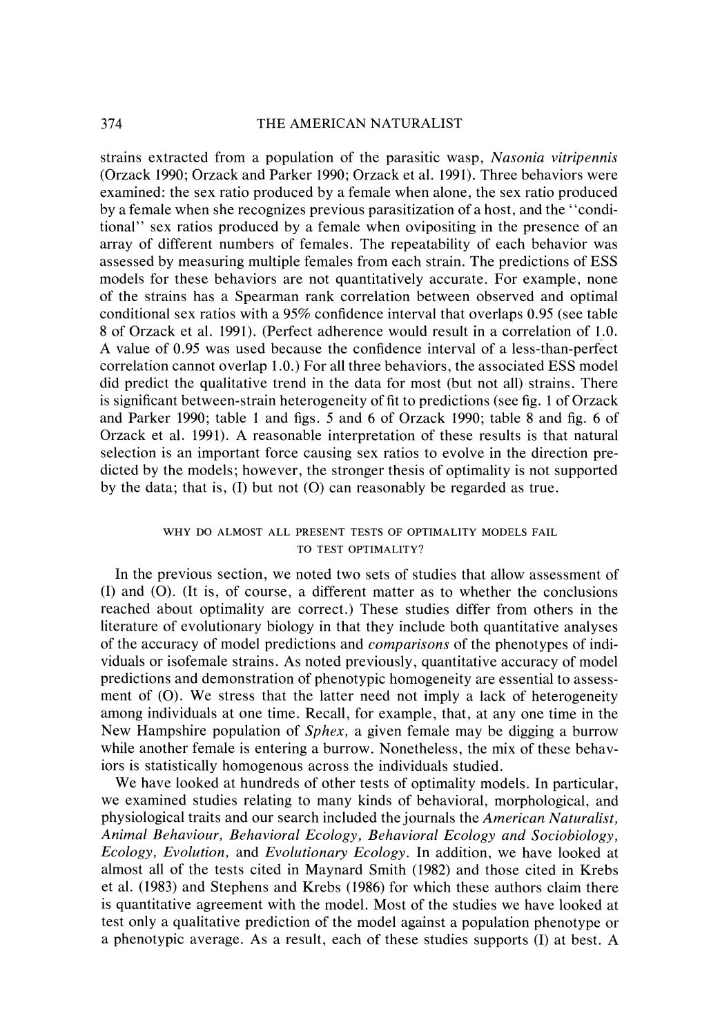strains extracted from a population of the parasitic wasp, *Nasonia vitripennis* (Orzack 1990; Orzack and Parker 1990; Orzack et al. 1991). Three behaviors were examined: the sex ratio produced by a female when alone, the sex ratio produced by a female when she recognizes previous parasitization of a host, and the "conditional" sex ratios produced by a female when ovipositing in the presence of an array of different numbers of females. The repeatability of each behavior was assessed by measuring multiple females from each strain. The predictions of ESS models for these behaviors are not quantitatively accurate. For example, none of the strains has a Spearman rank correlation between observed and optimal conditional sex ratios with a 95% confidence interval that overlaps 0.95 (see table 8 of Orzack et al. 1991). (Perfect adherence would result in a correlation of 1.0. A value of 0.95 was used because the confidence interval of a less-than-perfect correlation cannot overlap 1.0.) For all three behaviors, the associated ESS model did predict the qualitative trend in the data for most (but not all) strains. There is significant between-strain heterogeneity of fit to predictions (see fig. 1 of Orzack and Parker 1990; table 1 and figs. 5 and 6 of Orzack 1990; table 8 and fig. 6 of Orzack et al. 1991). A reasonable interpretation of these results is that natural selection is an important force causing sex ratios to evolve in the direction predicted by the models; however, the stronger thesis of optimality is not supported by the data; that is, (I) but not (O) can reasonably be regarded as true.

## WHY DO ALMOST ALL PRESENT TESTS OF OPTIMALITY MODELS FAIL TO TEST OPTIMALITY?

In the previous section, we noted two sets of studies that allow assessment of (I) and (O). (It is, of course, a different matter as to whether the conclusions reached about optimality are correct.) These studies differ from others in the literature of evolutionary biology in that they include both quantitative analyses of the accuracy of model predictions and *comparisons* of the phenotypes of individuals or isofemale strains. As noted previously, quantitative accuracy of model predictions and demonstration of phenotypic homogeneity are essential to assessment of (O). We stress that the latter need not imply a lack of heterogeneity among individuals at one time. Recall, for example, that, at any one time in the New Hampshire population of *Sphex*, a given female may be digging a burrow while another female is entering a burrow. Nonetheless, the mix of these behaviors is statistically homogenous across the individuals studied.

We have looked at hundreds of other tests of optimality models. In particular, we examined studies relating to many kinds of behavioral, morphological, and physiological traits and our search included the journals the *American Naturalist*, *Animal Behaviour*, *Behavioral Ecology*, *Behavioral Ecology and Sociobiology*, *Ecology*, *Evolution*, and *Evolutionary Ecology*. In addition, we have looked at almost all of the tests cited in Maynard Smith (1982) and those cited in Krebs et al. (1983) and Stephens and Krebs (1986) for which these authors claim there is quantitative agreement with the model. Most of the studies we have looked at test only a qualitative prediction of the model against a population phenotype or a phenotypic average. As a result, each of these studies supports (I) at best. A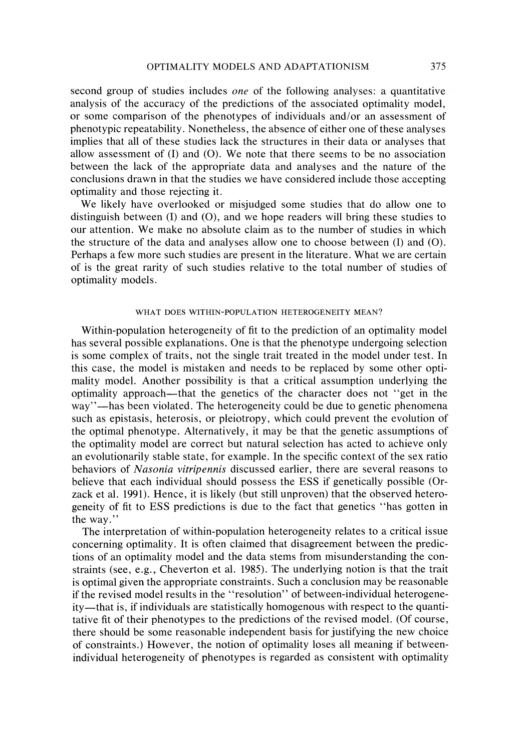second group of studies includes *one* of the following analyses: a quantitative analysis of the accuracy of the predictions of the associated optimality model, or some comparison of the phenotypes of individuals and/or an assessment of phenotypic repeatability. Nonetheless, the absence of either one of these analyses implies that all of these studies lack the structures in their data or analyses that allow assessment of (I) and (O). We note that there seems to be no association between the lack of the appropriate data and analyses and the nature of the conclusions drawn in that the studies we have considered include those accepting optimality and those rejecting it.

We likely have overlooked or misjudged some studies that do allow one to distinguish between (I) and (O), and we hope readers will bring these studies to our attention. We make no absolute claim as to the number of studies in which the structure of the data and analyses allow one to choose between (I) and (O). Perhaps a few more such studies are present in the literature. What we are certain of is the great rarity of such studies relative to the total number of studies of optimality models.

## WHAT DOES WITHIN-POPULATION HETEROGENEITY MEAN?

Within-population heterogeneity of fit to the prediction of an optimality model has several possible explanations. One is that the phenotype undergoing selection is some complex of traits, not the single trait treated in the model under test. In this case, the model is mistaken and needs to be replaced by some other optimality model. Another possibility is that a critical assumption underlying the optimality approach—that the genetics of the character does not "get in the way"—has been violated. The heterogeneity could be due to genetic phenomena such as epistasis, heterosis, or pleiotropy, which could prevent the evolution of the optimal phenotype. Alternatively, it may be that the genetic assumptions of the optimality model are correct but natural selection has acted to achieve only an evolutionarily stable state, for example. In the specific context of the sex ratio behaviors of *Nasonia vitripennis* discussed earlier, there are several reasons to believe that each individual should possess the ESS if genetically possible (Orzack et al. 1991). Hence, it is likely (but still unproven) that the observed heterogeneity of fit to ESS predictions is due to the fact that genetics "has gotten in the way."

The interpretation of within-population heterogeneity relates to a critical issue concerning optimality. It is often claimed that disagreement between the predictions of an optimality model and the data stems from misunderstanding the constraints (see, e.g., Cheverton et al. 1985). The underlying notion is that the trait is optimal given the appropriate constraints. Such a conclusion may be reasonable if the revised model results in the "resolution" of between-individual heterogeneity—that is, if individuals are statistically homogenous with respect to the quantitative fit of their phenotypes to the predictions of the revised model. (Of course, there should be some reasonable independent basis for justifying the new choice of constraints.) However, the notion of optimality loses all meaning if between-individual heterogeneity of phenotypes is regarded as consistent with optimality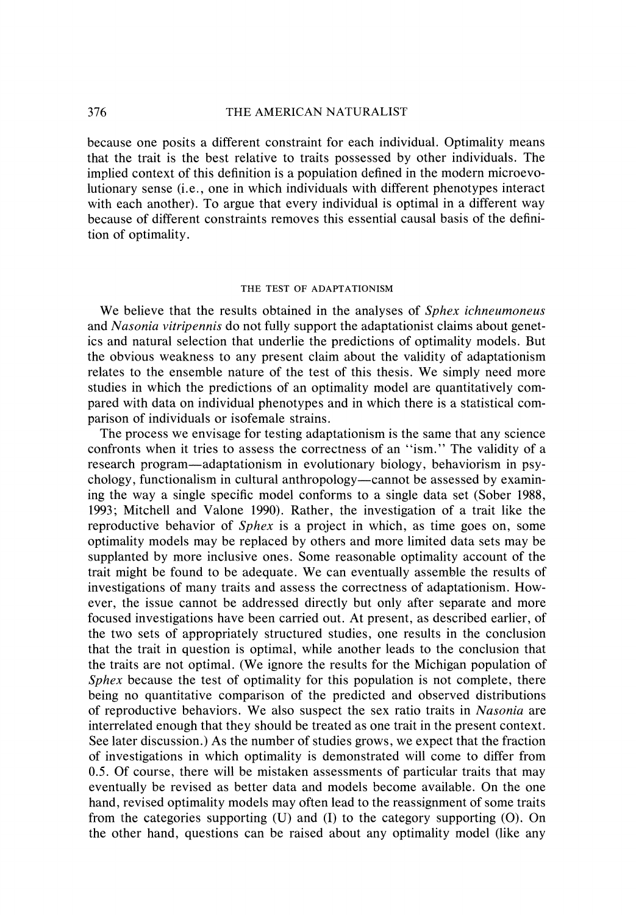because one posits a different constraint for each individual. Optimality means that the trait is the best relative to traits possessed by other individuals. The implied context of this definition is a population defined in the modern microevolutionary sense (i.e., one in which individuals with different phenotypes interact with each another). To argue that every individual is optimal in a different way because of different constraints removes this essential causal basis of the definition of optimality.

## THE TEST OF ADAPTATIONISM

We believe that the results obtained in the analyses of *Sphex ichneumoneus* and *Nasonia vitripennis* do not fully support the adaptationist claims about genetics and natural selection that underlie the predictions of optimality models. But the obvious weakness to any present claim about the validity of adaptationism relates to the ensemble nature of the test of this thesis. We simply need more studies in which the predictions of an optimality model are quantitatively compared with data on individual phenotypes and in which there is a statistical comparison of individuals or isofemale strains.

The process we envisage for testing adaptationism is the same that any science confronts when it tries to assess the correctness of an "ism." The validity of a research program—adaptationism in evolutionary biology, behaviorism in psychology, functionalism in cultural anthropology—cannot be assessed by examining the way a single specific model conforms to a single data set (Sober 1988, 1993; Mitchell and Valone 1990). Rather, the investigation of a trait like the reproductive behavior of *Sphex* is a project in which, as time goes on, some optimality models may be replaced by others and more limited data sets may be supplanted by more inclusive ones. Some reasonable optimality account of the trait might be found to be adequate. We can eventually assemble the results of investigations of many traits and assess the correctness of adaptationism. However, the issue cannot be addressed directly but only after separate and more focused investigations have been carried out. At present, as described earlier, of the two sets of appropriately structured studies, one results in the conclusion that the trait in question is optimal, while another leads to the conclusion that the traits are not optimal. (We ignore the results for the Michigan population of *Sphex* because the test of optimality for this population is not complete, there being no quantitative comparison of the predicted and observed distributions of reproductive behaviors. We also suspect the sex ratio traits in *Nasonia* are interrelated enough that they should be treated as one trait in the present context. See later discussion.) As the number of studies grows, we expect that the fraction of investigations in which optimality is demonstrated will come to differ from 0.5. Of course, there will be mistaken assessments of particular traits that may eventually be revised as better data and models become available. On the one hand, revised optimality models may often lead to the reassignment of some traits from the categories supporting (U) and (I) to the category supporting (O). On the other hand, questions can be raised about any optimality model (like any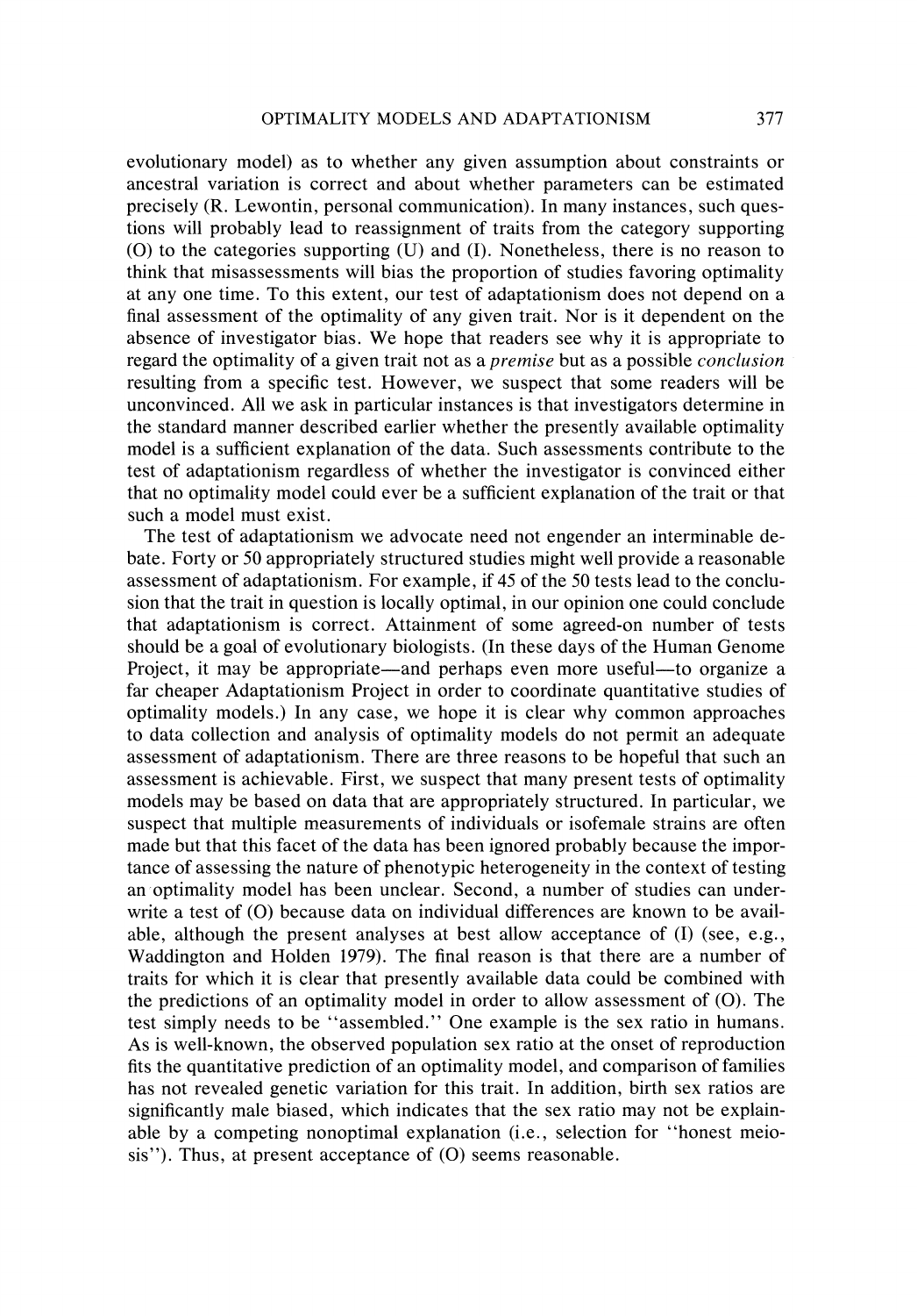evolutionary model) as to whether any given assumption about constraints or ancestral variation is correct and about whether parameters can be estimated precisely (R. Lewontin, personal communication). In many instances, such questions will probably lead to reassignment of traits from the category supporting (O) to the categories supporting (U) and (I). Nonetheless, there is no reason to think that misassessments will bias the proportion of studies favoring optimality at any one time. To this extent, our test of adaptationism does not depend on a final assessment of the optimality of any given trait. Nor is it dependent on the absence of investigator bias. We hope that readers see why it is appropriate to regard the optimality of a given trait not as a *premise* but as a possible *conclusion* resulting from a specific test. However, we suspect that some readers will be unconvinced. All we ask in particular instances is that investigators determine in the standard manner described earlier whether the presently available optimality model is a sufficient explanation of the data. Such assessments contribute to the test of adaptationism regardless of whether the investigator is convinced either that no optimality model could ever be a sufficient explanation of the trait or that such a model must exist.

The test of adaptationism we advocate need not engender an interminable debate. Forty or 50 appropriately structured studies might well provide a reasonable assessment of adaptationism. For example, if 45 of the 50 tests lead to the conclusion that the trait in question is locally optimal, in our opinion one could conclude that adaptationism is correct. Attainment of some agreed-on number of tests should be a goal of evolutionary biologists. (In these days of the Human Genome Project, it may be appropriate—and perhaps even more useful—to organize a far cheaper Adaptationism Project in order to coordinate quantitative studies of optimality models.) In any case, we hope it is clear why common approaches to data collection and analysis of optimality models do not permit an adequate assessment of adaptationism. There are three reasons to be hopeful that such an assessment is achievable. First, we suspect that many present tests of optimality models may be based on data that are appropriately structured. In particular, we suspect that multiple measurements of individuals or isofemale strains are often made but that this facet of the data has been ignored probably because the importance of assessing the nature of phenotypic heterogeneity in the context of testing an optimality model has been unclear. Second, a number of studies can underwrite a test of (O) because data on individual differences are known to be available, although the present analyses at best allow acceptance of (I) (see, e.g., Waddington and Holden 1979). The final reason is that there are a number of traits for which it is clear that presently available data could be combined with the predictions of an optimality model in order to allow assessment of (O). The test simply needs to be "assembled." One example is the sex ratio in humans. As is well-known, the observed population sex ratio at the onset of reproduction fits the quantitative prediction of an optimality model, and comparison of families has not revealed genetic variation for this trait. In addition, birth sex ratios are significantly male biased, which indicates that the sex ratio may not be explainable by a competing nonoptimal explanation (i.e., selection for "honest meiosis"). Thus, at present acceptance of (O) seems reasonable.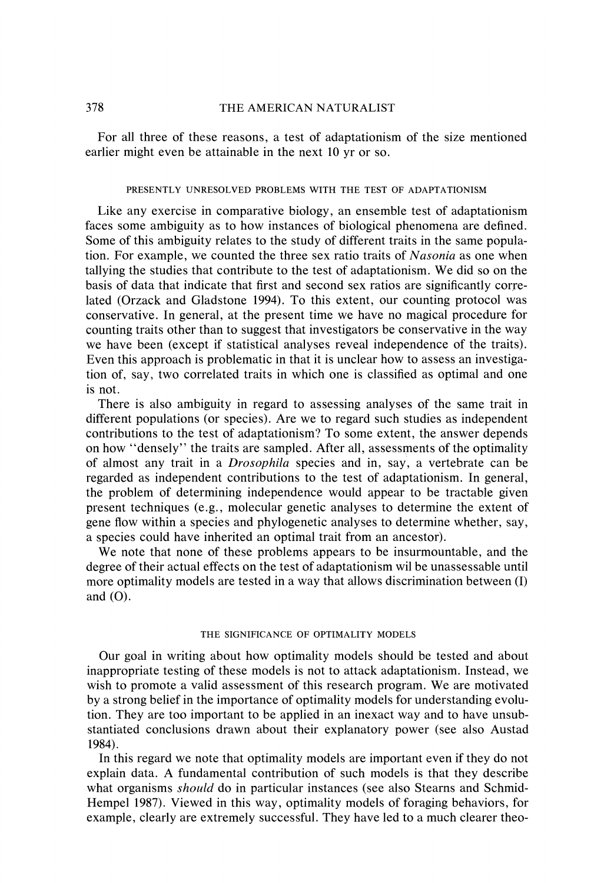For all three of these reasons, a test of adaptationism of the size mentioned earlier might even be attainable in the next 10 yr or so.

## PRESENTLY UNRESOLVED PROBLEMS WITH THE TEST OF ADAPTATIONISM

Like any exercise in comparative biology, an ensemble test of adaptationism faces some ambiguity as to how instances of biological phenomena are defined. Some of this ambiguity relates to the study of different traits in the same population. For example, we counted the three sex ratio traits of *Nasonia* as one when tallying the studies that contribute to the test of adaptationism. We did so on the basis of data that indicate that first and second sex ratios are significantly correlated (Orzack and Gladstone 1994). To this extent, our counting protocol was conservative. In general, at the present time we have no magical procedure for counting traits other than to suggest that investigators be conservative in the way we have been (except if statistical analyses reveal independence of the traits). Even this approach is problematic in that it is unclear how to assess an investigation of, say, two correlated traits in which one is classified as optimal and one is not.

There is also ambiguity in regard to assessing analyses of the same trait in different populations (or species). Are we to regard such studies as independent contributions to the test of adaptationism? To some extent, the answer depends on how "densely" the traits are sampled. After all, assessments of the optimality of almost any trait in a *Drosophila* species and in, say, a vertebrate can be regarded as independent contributions to the test of adaptationism. In general, the problem of determining independence would appear to be tractable given present techniques (e.g., molecular genetic analyses to determine the extent of gene flow within a species and phylogenetic analyses to determine whether, say, a species could have inherited an optimal trait from an ancestor).

We note that none of these problems appears to be insurmountable, and the degree of their actual effects on the test of adaptationism wil be unassessable until more optimality models are tested in a way that allows discrimination between (I) and (O).

## THE SIGNIFICANCE OF OPTIMALITY MODELS

Our goal in writing about how optimality models should be tested and about inappropriate testing of these models is not to attack adaptationism. Instead, we wish to promote a valid assessment of this research program. We are motivated by a strong belief in the importance of optimality models for understanding evolution. They are too important to be applied in an inexact way and to have unsubstantiated conclusions drawn about their explanatory power (see also Austad 1984).

In this regard we note that optimality models are important even if they do not explain data. A fundamental contribution of such models is that they describe what organisms *should* do in particular instances (see also Stearns and Schmid-Hempel 1987). Viewed in this way, optimality models of foraging behaviors, for example, clearly are extremely successful. They have led to a much clearer theo-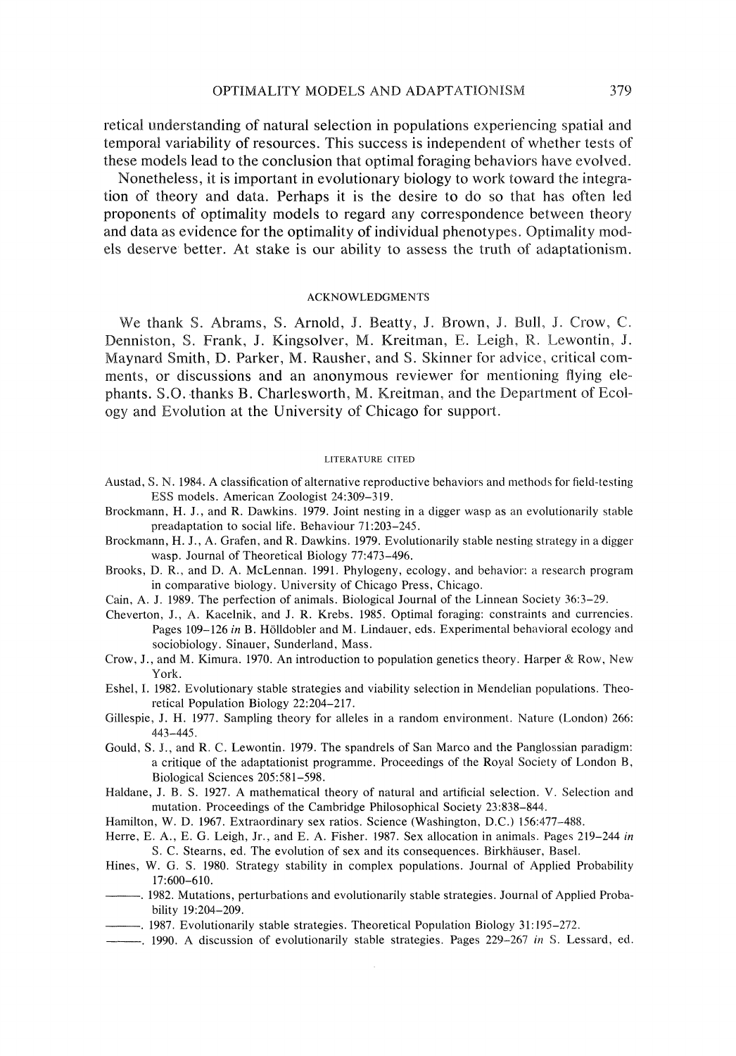retical understanding of natural selection in populations experiencing spatial and temporal variability of resources. This success is independent of whether tests of these models lead to the conclusion that optimal foraging behaviors have evolved.

Nonetheless, it is important in evolutionary biology to work toward the integration of theory and data. Perhaps it is the desire to do so that has often led proponents of optimality models to regard any correspondence between theory and data as evidence for the optimality of individual phenotypes. Optimality models deserve better. At stake is our ability to assess the truth of adaptationism.

## ACKNOWLEDGMENTS

We thank S. Abrams, S. Arnold, J. Beatty, J. Brown, J. Bull, J. Crow, C. Denniston, S. Frank, J. Kingsolver, M. Kreitman, E. Leigh, R. Lewontin, J. Maynard Smith, D. Parker, M. Rausher, and S. Skinner for advice, critical comments, or discussions and an anonymous reviewer for mentioning flying elephants. S.O. thanks B. Charlesworth, M. Kreitman, and the Department of Ecology and Evolution at the University of Chicago for support.

## LITERATURE CITED

Austad, S. N. 1984. A classification of alternative reproductive behaviors and methods for field-testing ESS models. American Zoologist 24:309–319.

Brockmann, H. J., and R. Dawkins. 1979. Joint nesting in a digger wasp as an evolutionarily stable preadaptation to social life. Behaviour 71:203–245.

Brockmann, H. J., A. Grafen, and R. Dawkins. 1979. Evolutionarily stable nesting strategy in a digger wasp. Journal of Theoretical Biology 77:473–496.

Brooks, D. R., and D. A. McLennan. 1991. Phylogeny, ecology, and behavior: a research program in comparative biology. University of Chicago Press, Chicago.

Cain, A. J. 1989. The perfection of animals. Biological Journal of the Linnean Society 36:3–29.

Cheverton, J., A. Kacelnik, and J. R. Krebs. 1985. Optimal foraging: constraints and currencies. Pages 109–126 *in* B. Hölldobler and M. Lindauer, eds. Experimental behavioral ecology and sociobiology. Sinauer, Sunderland, Mass.

Crow, J., and M. Kimura. 1970. An introduction to population genetics theory. Harper & Row, New York.

Eshel, I. 1982. Evolutionary stable strategies and viability selection in Mendelian populations. Theoretical Population Biology 22:204–217.

Gillespie, J. H. 1977. Sampling theory for alleles in a random environment. Nature (London) 266: 443–445.

Gould, S. J., and R. C. Lewontin. 1979. The spandrels of San Marco and the Panglossian paradigm: a critique of the adaptationist programme. Proceedings of the Royal Society of London B, Biological Sciences 205:581–598.

Haldane, J. B. S. 1927. A mathematical theory of natural and artificial selection. V. Selection and mutation. Proceedings of the Cambridge Philosophical Society 23:838–844.

Hamilton, W. D. 1967. Extraordinary sex ratios. Science (Washington, D.C.) 156:477–488.

Herre, E. A., E. G. Leigh, Jr., and E. A. Fisher. 1987. Sex allocation in animals. Pages 219–244 *in* S. C. Stearns, ed. The evolution of sex and its consequences. Birkhäuser, Basel.

Hines, W. G. S. 1980. Strategy stability in complex populations. Journal of Applied Probability 17:600–610.

———. 1982. Mutations, perturbations and evolutionarily stable strategies. Journal of Applied Probability 19:204–209.

———. 1987. Evolutionarily stable strategies. Theoretical Population Biology 31:195–272.

———. 1990. A discussion of evolutionarily stable strategies. Pages 229–267 *in* S. Lessard, ed.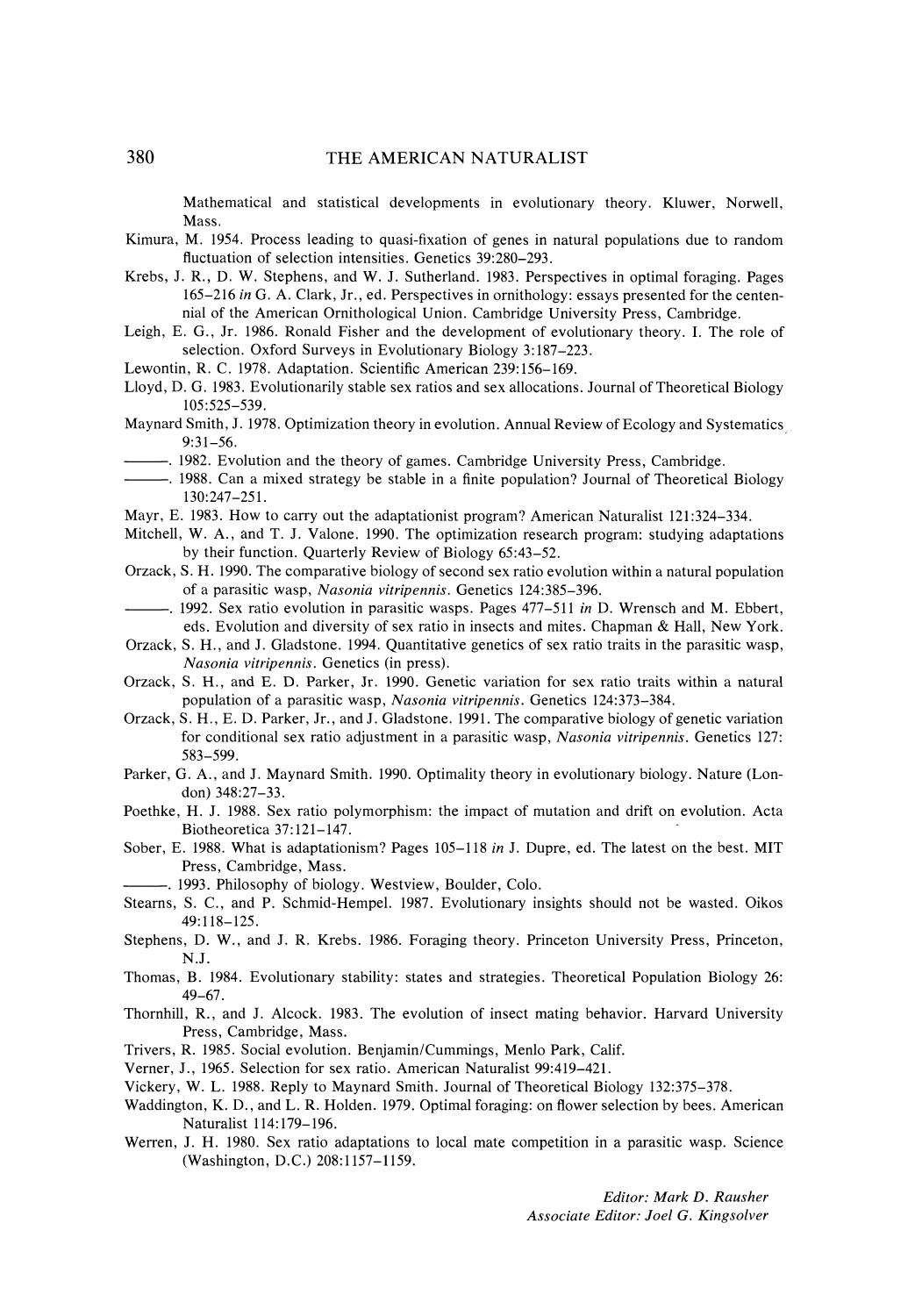Mathematical and statistical developments in evolutionary theory. Kluwer, Norwell, Mass.

Kimura, M. 1954. Process leading to quasi-fixation of genes in natural populations due to random fluctuation of selection intensities. Genetics 39:280–293.

Krebs, J. R., D. W. Stephens, and W. J. Sutherland. 1983. Perspectives in optimal foraging. Pages 165–216 *in* G. A. Clark, Jr., ed. Perspectives in ornithology: essays presented for the centennial of the American Ornithological Union. Cambridge University Press, Cambridge.

Leigh, E. G., Jr. 1986. Ronald Fisher and the development of evolutionary theory. I. The role of selection. Oxford Surveys in Evolutionary Biology 3:187–223.

Lewontin, R. C. 1978. Adaptation. Scientific American 239:156–169.

Lloyd, D. G. 1983. Evolutionarily stable sex ratios and sex allocations. Journal of Theoretical Biology 105:525–539.

Maynard Smith, J. 1978. Optimization theory in evolution. Annual Review of Ecology and Systematics 9:31–56.

———. 1982. Evolution and the theory of games. Cambridge University Press, Cambridge.

———. 1988. Can a mixed strategy be stable in a finite population? Journal of Theoretical Biology 130:247–251.

Mayr, E. 1983. How to carry out the adaptationist program? American Naturalist 121:324–334.

Mitchell, W. A., and T. J. Valone. 1990. The optimization research program: studying adaptations by their function. Quarterly Review of Biology 65:43–52.

Orzack, S. H. 1990. The comparative biology of second sex ratio evolution within a natural population of a parasitic wasp, *Nasonia vitripennis*. Genetics 124:385–396.

———. 1992. Sex ratio evolution in parasitic wasps. Pages 477–511 *in* D. Wrensch and M. Ebbert, eds. Evolution and diversity of sex ratio in insects and mites. Chapman & Hall, New York.

Orzack, S. H., and J. Gladstone. 1994. Quantitative genetics of sex ratio traits in the parasitic wasp, *Nasonia vitripennis*. Genetics (in press).

Orzack, S. H., and E. D. Parker, Jr. 1990. Genetic variation for sex ratio traits within a natural population of a parasitic wasp, *Nasonia vitripennis*. Genetics 124:373–384.

Orzack, S. H., E. D. Parker, Jr., and J. Gladstone. 1991. The comparative biology of genetic variation for conditional sex ratio adjustment in a parasitic wasp, *Nasonia vitripennis*. Genetics 127: 583–599.

Parker, G. A., and J. Maynard Smith. 1990. Optimality theory in evolutionary biology. Nature (London) 348:27–33.

Poethke, H. J. 1988. Sex ratio polymorphism: the impact of mutation and drift on evolution. Acta Biotheoretica 37:121–147.

Sober, E. 1988. What is adaptationism? Pages 105–118 *in* J. Dupre, ed. The latest on the best. MIT Press, Cambridge, Mass.

———. 1993. Philosophy of biology. Westview, Boulder, Colo.

Stearns, S. C., and P. Schmid-Hempel. 1987. Evolutionary insights should not be wasted. Oikos 49:118–125.

Stephens, D. W., and J. R. Krebs. 1986. Foraging theory. Princeton University Press, Princeton, N.J.

Thomas, B. 1984. Evolutionary stability: states and strategies. Theoretical Population Biology 26: 49–67.

Thornhill, R., and J. Alcock. 1983. The evolution of insect mating behavior. Harvard University Press, Cambridge, Mass.

Trivers, R. 1985. Social evolution. Benjamin/Cummings, Menlo Park, Calif.

Verner, J., 1965. Selection for sex ratio. American Naturalist 99:419–421.

Vickery, W. L. 1988. Reply to Maynard Smith. Journal of Theoretical Biology 132:375–378.

Waddington, K. D., and L. R. Holden. 1979. Optimal foraging: on flower selection by bees. American Naturalist 114:179–196.

Werren, J. H. 1980. Sex ratio adaptations to local mate competition in a parasitic wasp. Science (Washington, D.C.) 208:1157–1159.

*Editor: Mark D. Rausher*
*Associate Editor: Joel G. Kingsolver*